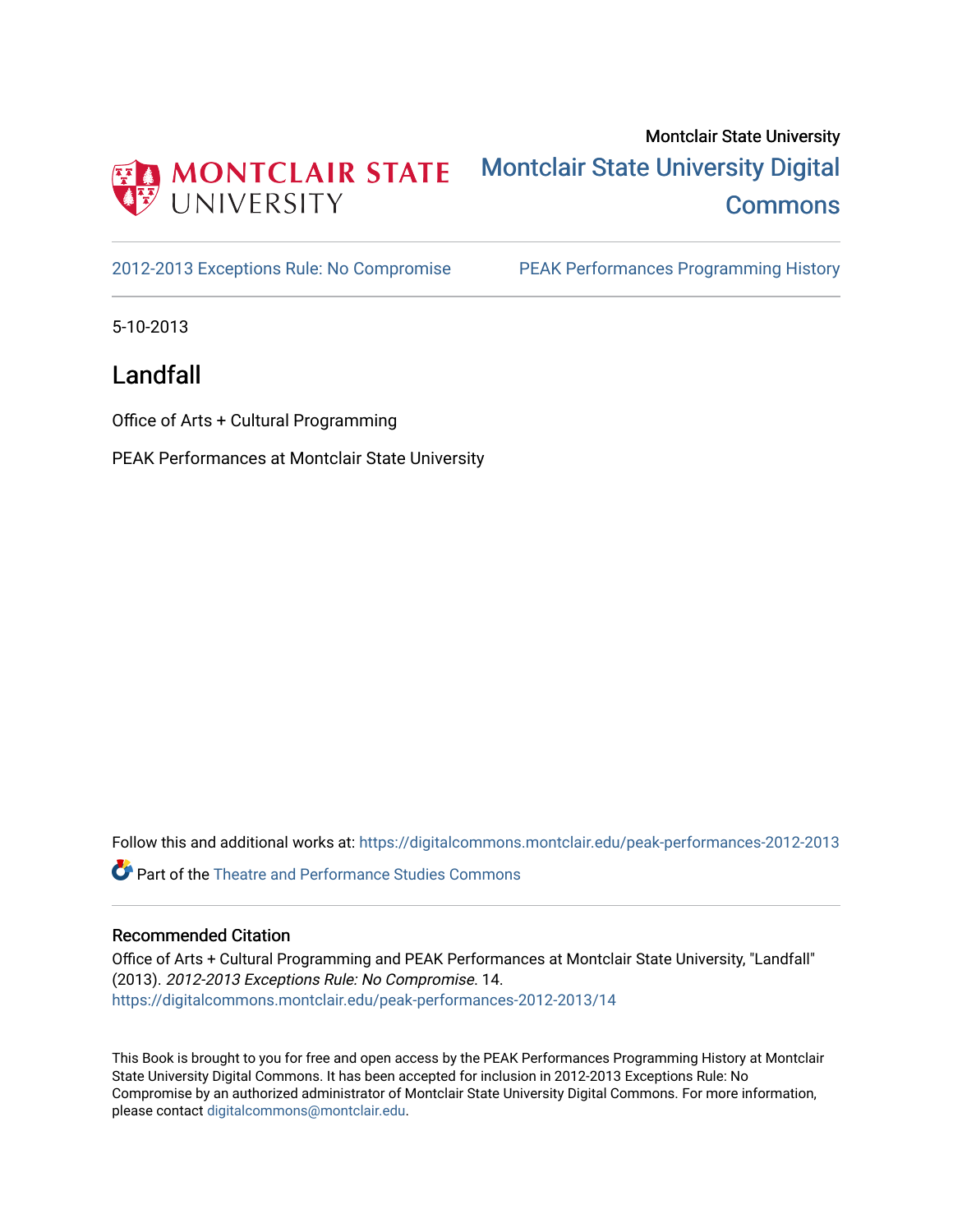Montclair State University

Montclair State University Digital Commons

2012-2013 Exceptions Rule: No Compromise | PEAK Performances Programming History

5-10-2013

# Landfall

Office of Arts + Cultural Programming

PEAK Performances at Montclair State University

Follow this and additional works at: https://digitalcommons.montclair.edu/peak-performances-2012-2013

Part of the Theatre and Performance Studies Commons

## Recommended Citation

Office of Arts + Cultural Programming and PEAK Performances at Montclair State University, "Landfall" (2013). *2012-2013 Exceptions Rule: No Compromise*. 14.
https://digitalcommons.montclair.edu/peak-performances-2012-2013/14

This Book is brought to you for free and open access by the PEAK Performances Programming History at Montclair State University Digital Commons. It has been accepted for inclusion in 2012-2013 Exceptions Rule: No Compromise by an authorized administrator of Montclair State University Digital Commons. For more information, please contact digitalcommons@montclair.edu.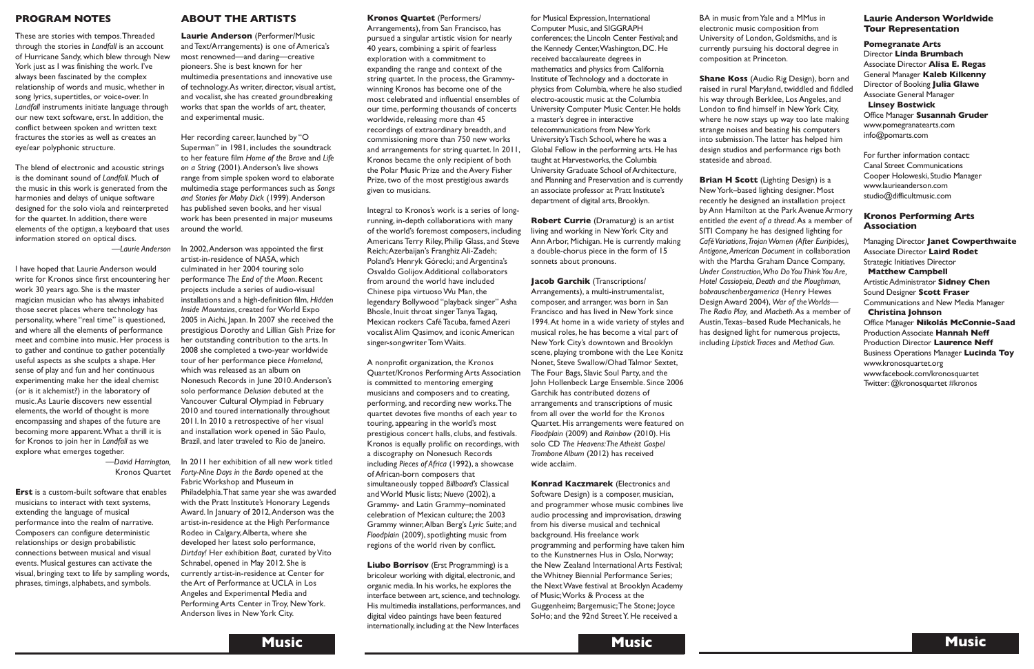## PROGRAM NOTES

These are stories with tempos. Threaded through the stories in *Landfall* is an account of Hurricane Sandy, which blew through New York just as I was finishing the work. I've always been fascinated by the complex relationship of words and music, whether in song lyrics, supertitles, or voice-over. In *Landfall* instruments initiate language through our new text software, erst. In addition, the conflict between spoken and written text fractures the stories as well as creates an eye/ear polyphonic structure.

The blend of electronic and acoustic strings is the dominant sound of *Landfall*. Much of the music in this work is generated from the harmonies and delays of unique software designed for the solo viola and reinterpreted for the quartet. In addition, there were elements of the optigan, a keyboard that uses information stored on optical discs.

—*Laurie Anderson*

I have hoped that Laurie Anderson would write for Kronos since first encountering her work 30 years ago. She is the master magician musician who has always inhabited those secret places where technology has personality, where "real time" is questioned, and where all the elements of performance meet and combine into music. Her process is to gather and continue to gather potentially useful aspects as she sculpts a shape. Her sense of play and fun and her continuous experimenting make her the ideal chemist (or is it alchemist?) in the laboratory of music. As Laurie discovers new essential elements, the world of thought is more encompassing and shapes of the future are becoming more apparent. What a thrill it is for Kronos to join her in *Landfall* as we explore what emerges together.

—*David Harrington,* Kronos Quartet

**Erst** is a custom-built software that enables musicians to interact with text systems, extending the language of musical performance into the realm of narrative. Composers can configure deterministic relationships or design probabilistic connections between musical and visual events. Musical gestures can activate the visual, bringing text to life by sampling words, phrases, timings, alphabets, and symbols.

## ABOUT THE ARTISTS

**Laurie Anderson** (Performer/Music and Text/Arrangements) is one of America's most renowned—and daring—creative pioneers. She is best known for her multimedia presentations and innovative use of technology. As writer, director, visual artist, and vocalist, she has created groundbreaking works that span the worlds of art, theater, and experimental music.

Her recording career, launched by "O Superman" in 1981, includes the soundtrack to her feature film *Home of the Brave* and *Life on a String* (2001). Anderson's live shows range from simple spoken word to elaborate multimedia stage performances such as *Songs and Stories for Moby Dick* (1999). Anderson has published seven books, and her visual work has been presented in major museums around the world.

In 2002, Anderson was appointed the first artist-in-residence of NASA, which culminated in her 2004 touring solo performance *The End of the Moon*. Recent projects include a series of audio-visual installations and a high-definition film, *Hidden Inside Mountains*, created for World Expo 2005 in Aichi, Japan. In 2007 she received the prestigious Dorothy and Lillian Gish Prize for her outstanding contribution to the arts. In 2008 she completed a two-year worldwide tour of her performance piece *Homeland*, which was released as an album on Nonesuch Records in June 2010. Anderson's solo performance *Delusion* debuted at the Vancouver Cultural Olympiad in February 2010 and toured internationally throughout 2011. In 2010 a retrospective of her visual and installation work opened in São Paulo, Brazil, and later traveled to Rio de Janeiro.

In 2011 her exhibition of all new work titled *Forty-Nine Days in the Bardo* opened at the Fabric Workshop and Museum in Philadelphia. That same year she was awarded with the Pratt Institute's Honorary Legends Award. In January of 2012, Anderson was the artist-in-residence at the High Performance Rodeo in Calgary, Alberta, where she developed her latest solo performance, *Dirtday!* Her exhibition *Boat,* curated by Vito Schnabel, opened in May 2012. She is currently artist-in-residence at Center for the Art of Performance at UCLA in Los Angeles and Experimental Media and Performing Arts Center in Troy, New York. Anderson lives in New York City.

**Kronos Quartet** (Performers/Arrangements), from San Francisco, has pursued a singular artistic vision for nearly 40 years, combining a spirit of fearless exploration with a commitment to expanding the range and context of the string quartet. In the process, the Grammy-winning Kronos has become one of the most celebrated and influential ensembles of our time, performing thousands of concerts worldwide, releasing more than 45 recordings of extraordinary breadth, and commissioning more than 750 new works and arrangements for string quartet. In 2011, Kronos became the only recipient of both the Polar Music Prize and the Avery Fisher Prize, two of the most prestigious awards given to musicians.

Integral to Kronos's work is a series of long-running, in-depth collaborations with many of the world's foremost composers, including Americans Terry Riley, Philip Glass, and Steve Reich; Azerbaijan's Franghiz Ali-Zadeh; Poland's Henryk Górecki; and Argentina's Osvaldo Golijov. Additional collaborators from around the world have included Chinese pipa virtuoso Wu Man, the legendary Bollywood "playback singer" Asha Bhosle, Inuit throat singer Tanya Tagaq, Mexican rockers Café Tacuba, famed Azeri vocalist Alim Qasimov, and iconic American singer-songwriter Tom Waits.

A nonprofit organization, the Kronos Quartet/Kronos Performing Arts Association is committed to mentoring emerging musicians and composers and to creating, performing, and recording new works. The quartet devotes five months of each year to touring, appearing in the world's most prestigious concert halls, clubs, and festivals. Kronos is equally prolific on recordings, with a discography on Nonesuch Records including *Pieces of Africa* (1992), a showcase of African-born composers that simultaneously topped *Billboard's* Classical and World Music lists; *Nuevo* (2002), a Grammy- and Latin Grammy–nominated celebration of Mexican culture; the 2003 Grammy winner, Alban Berg's *Lyric Suite*; and *Floodplain* (2009), spotlighting music from regions of the world riven by conflict.

**Liubo Borrisov** (Erst Programming) is a bricoleur working with digital, electronic, and organic media. In his works, he explores the interface between art, science, and technology. His multimedia installations, performances, and digital video paintings have been featured internationally, including at the New Interfaces for Musical Expression, International Computer Music, and SIGGRAPH conferences; the Lincoln Center Festival; and the Kennedy Center, Washington, DC. He received baccalaureate degrees in mathematics and physics from California Institute of Technology and a doctorate in physics from Columbia, where he also studied electro-acoustic music at the Columbia University Computer Music Center. He holds a master's degree in interactive telecommunications from New York University's Tisch School, where he was a Global Fellow in the performing arts. He has taught at Harvestworks, the Columbia University Graduate School of Architecture, and Planning and Preservation and is currently an associate professor at Pratt Institute's department of digital arts, Brooklyn.

**Robert Currie** (Dramaturg) is an artist living and working in New York City and Ann Arbor, Michigan. He is currently making a double-chorus piece in the form of 15 sonnets about pronouns.

**Jacob Garchik** (Transcriptions/Arrangements), a multi-instrumentalist, composer, and arranger, was born in San Francisco and has lived in New York since 1994. At home in a wide variety of styles and musical roles, he has become a vital part of New York City's downtown and Brooklyn scene, playing trombone with the Lee Konitz Nonet, Steve Swallow/Ohad Talmor Sextet, The Four Bags, Slavic Soul Party, and the John Hollenbeck Large Ensemble. Since 2006 Garchik has contributed dozens of arrangements and transcriptions of music from all over the world for the Kronos Quartet. His arrangements were featured on *Floodplain* (2009) and *Rainbow* (2010). His solo CD *The Heavens: The Atheist Gospel Trombone Album* (2012) has received wide acclaim.

**Konrad Kaczmarek** (Electronics and Software Design) is a composer, musician, and programmer whose music combines live audio processing and improvisation, drawing from his diverse musical and technical background. His freelance work programming and performing have taken him to the Kunstnernes Hus in Oslo, Norway; the New Zealand International Arts Festival; the Whitney Biennial Performance Series; the Next Wave festival at Brooklyn Academy of Music; Works & Process at the Guggenheim; Bargemusic; The Stone; Joyce SoHo; and the 92nd Street Y. He received a BA in music from Yale and a MMus in electronic music composition from University of London, Goldsmiths, and is currently pursuing his doctoral degree in composition at Princeton.

**Shane Koss** (Audio Rig Design), born and raised in rural Maryland, twiddled and fiddled his way through Berklee, Los Angeles, and London to find himself in New York City, where he now stays up way too late making strange noises and beating his computers into submission. The latter has helped him design studios and performance rigs both stateside and abroad.

**Brian H Scott** (Lighting Design) is a New York–based lighting designer. Most recently he designed an installation project by Ann Hamilton at the Park Avenue Armory entitled *the event of a thread*. As a member of SITI Company he has designed lighting for *Café Variations*, *Trojan Women (After Euripides)*, *Antigone*, *American Document* in collaboration with the Martha Graham Dance Company, *Under Construction*, *Who Do You Think You Are, Hotel Cassiopeia*, *Death and the Ploughman*, *bobrauschenbergamerica* (Henry Hewes Design Award 2004), *War of the Worlds—The Radio Play,* and *Macbeth*. As a member of Austin, Texas–based Rude Mechanicals, he has designed light for numerous projects, including *Lipstick Traces* and *Method Gun*.

### Laurie Anderson Worldwide Tour Representation

**Pomegranate Arts**
Director **Linda Brumbach**
Associate Director **Alisa E. Regas**
General Manager **Kaleb Kilkenny**
Director of Booking **Julia Glawe**
Associate General Manager **Linsey Bostwick**
Office Manager **Susannah Gruder**
www.pomegranatearts.com
info@pomarts.com

For further information contact:
Canal Street Communications
Cooper Holoweski, Studio Manager
www.laurieanderson.com
studio@difficultmusic.com

### Kronos Performing Arts Association

Managing Director **Janet Cowperthwaite**
Associate Director **Laird Rodet**
Strategic Initiatives Director **Matthew Campbell**
Artistic Administrator **Sidney Chen**
Sound Designer **Scott Fraser**
Communications and New Media Manager **Christina Johnson**
Office Manager **Nikolás McConnie-Saad**
Production Associate **Hannah Neff**
Production Director **Laurence Neff**
Business Operations Manager **Lucinda Toy**
www.kronosquartet.org
www.facebook.com/kronosquartet
Twitter: @kronosquartet #kronos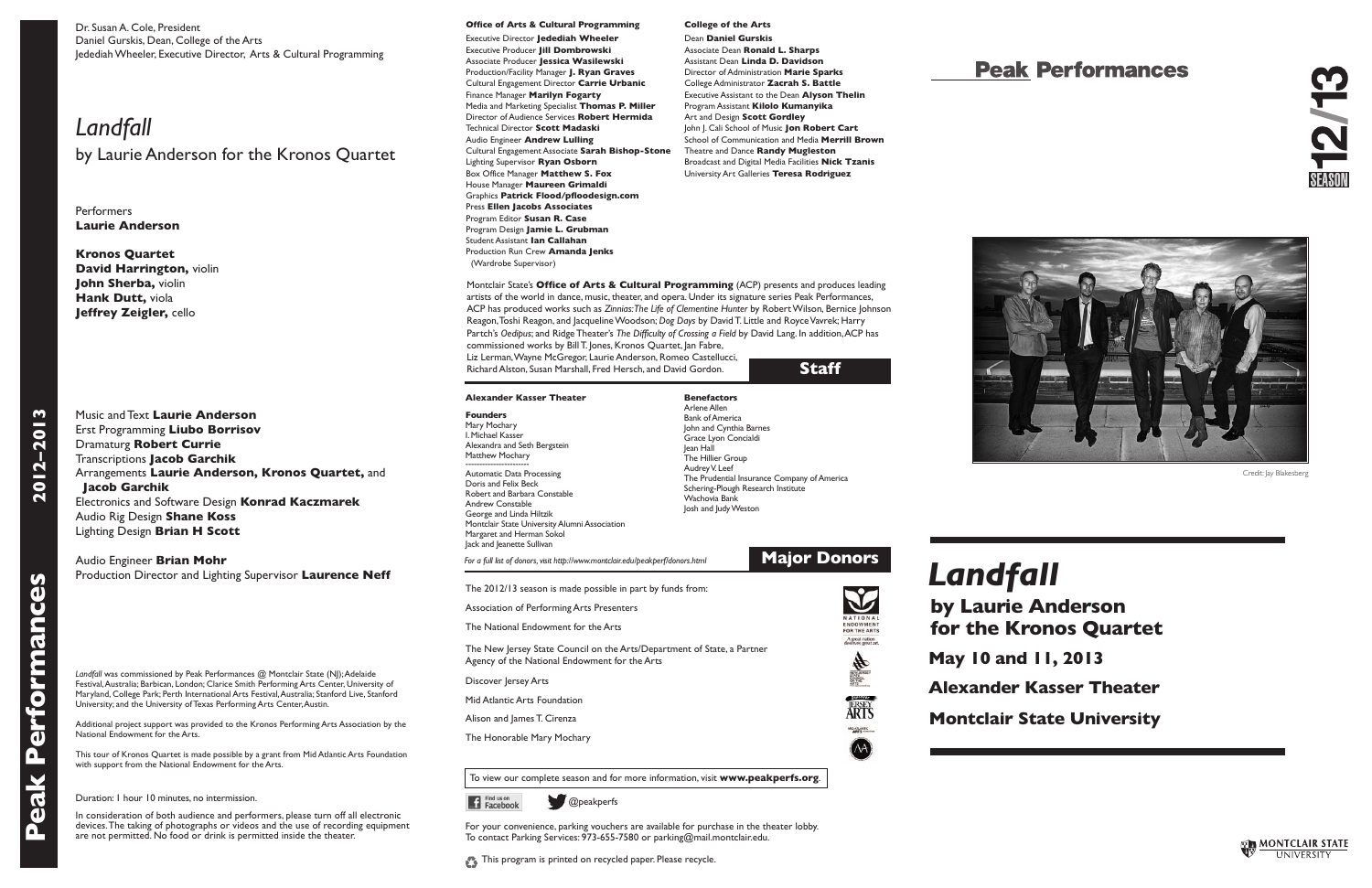Dr. Susan A. Cole, President
Daniel Gurskis, Dean, College of the Arts
Jedediah Wheeler, Executive Director, Arts & Cultural Programming

# *Landfall*

by Laurie Anderson for the Kronos Quartet

Performers
**Laurie Anderson**

**Kronos Quartet**
**David Harrington,** violin
**John Sherba,** violin
**Hank Dutt,** viola
**Jeffrey Zeigler,** cello

Music and Text **Laurie Anderson**
Erst Programming **Liubo Borrisov**
Dramaturg **Robert Currie**
Transcriptions **Jacob Garchik**
Arrangements **Laurie Anderson, Kronos Quartet,** and **Jacob Garchik**
Electronics and Software Design **Konrad Kaczmarek**
Audio Rig Design **Shane Koss**
Lighting Design **Brian H Scott**

Audio Engineer **Brian Mohr**
Production Director and Lighting Supervisor **Laurence Neff**

*Landfall* was commissioned by Peak Performances @ Montclair State (NJ); Adelaide Festival, Australia; Barbican, London; Clarice Smith Performing Arts Center, University of Maryland, College Park; Perth International Arts Festival, Australia; Stanford Live, Stanford University; and the University of Texas Performing Arts Center, Austin.

Additional project support was provided to the Kronos Performing Arts Association by the National Endowment for the Arts.

This tour of Kronos Quartet is made possible by a grant from Mid Atlantic Arts Foundation with support from the National Endowment for the Arts.

Duration: 1 hour 10 minutes, no intermission.

In consideration of both audience and performers, please turn off all electronic devices. The taking of photographs or videos and the use of recording equipment are not permitted. No food or drink is permitted inside the theater.

**Peak Performances 2012–2013**

## Staff

**Office of Arts & Cultural Programming**
Executive Director **Jedediah Wheeler**
Executive Producer **Jill Dombrowski**
Associate Producer **Jessica Wasilewski**
Production/Facility Manager **J. Ryan Graves**
Cultural Engagement Director **Carrie Urbanic**
Finance Manager **Marilyn Fogarty**
Media and Marketing Specialist **Thomas P. Miller**
Director of Audience Services **Robert Hermida**
Technical Director **Scott Madaski**
Audio Engineer **Andrew Lulling**
Cultural Engagement Associate **Sarah Bishop-Stone**
Lighting Supervisor **Ryan Osborn**
Box Office Manager **Matthew S. Fox**
House Manager **Maureen Grimaldi**
Graphics **Patrick Flood/pfloodesign.com**
Press **Ellen Jacobs Associates**
Program Editor **Susan R. Case**
Program Design **Jamie L. Grubman**
Student Assistant **Ian Callahan**
Production Run Crew **Amanda Jenks** (Wardrobe Supervisor)

**College of the Arts**
Dean **Daniel Gurskis**
Associate Dean **Ronald L. Sharps**
Assistant Dean **Linda D. Davidson**
Director of Administration **Marie Sparks**
College Administrator **Zacrah S. Battle**
Executive Assistant to the Dean **Alyson Thelin**
Program Assistant **Kilolo Kumanyika**
Art and Design **Scott Gordley**
John J. Cali School of Music **Jon Robert Cart**
School of Communication and Media **Merrill Brown**
Theatre and Dance **Randy Mugleston**
Broadcast and Digital Media Facilities **Nick Tzanis**
University Art Galleries **Teresa Rodriguez**

Montclair State's **Office of Arts & Cultural Programming** (ACP) presents and produces leading artists of the world in dance, music, theater, and opera. Under its signature series Peak Performances, ACP has produced works such as *Zinnias: The Life of Clementine Hunter* by Robert Wilson, Bernice Johnson Reagon, Toshi Reagon, and Jacqueline Woodson; *Dog Days* by David T. Little and Royce Vavrek; Harry Partch's *Oedipus*; and Ridge Theater's *The Difficulty of Crossing a Field* by David Lang. In addition, ACP has commissioned works by Bill T. Jones, Kronos Quartet, Jan Fabre, Liz Lerman, Wayne McGregor, Laurie Anderson, Romeo Castellucci, Richard Alston, Susan Marshall, Fred Hersch, and David Gordon.

## Major Donors

**Alexander Kasser Theater**

**Founders**
Mary Mochary
I. Michael Kasser
Alexandra and Seth Bergstein
Matthew Mochary
------------------------
Automatic Data Processing
Doris and Felix Beck
Robert and Barbara Constable
Andrew Constable
George and Linda Hiltzik
Montclair State University Alumni Association
Margaret and Herman Sokol
Jack and Jeanette Sullivan

**Benefactors**
Arlene Allen
Bank of America
John and Cynthia Barnes
Grace Lyon Concialdi
Jean Hall
The Hillier Group
Audrey V. Leef
The Prudential Insurance Company of America
Schering-Plough Research Institute
Wachovia Bank
Josh and Judy Weston

*For a full list of donors, visit http://www.montclair.edu/peakperf/donors.html*

The 2012/13 season is made possible in part by funds from:

Association of Performing Arts Presenters

The National Endowment for the Arts

The New Jersey State Council on the Arts/Department of State, a Partner Agency of the National Endowment for the Arts

Discover Jersey Arts

Mid Atlantic Arts Foundation

Alison and James T. Cirenza

The Honorable Mary Mochary

To view our complete season and for more information, visit **www.peakperfs.org**.

Find us on Facebook @peakperfs

For your convenience, parking vouchers are available for purchase in the theater lobby. To contact Parking Services: 973-655-7580 or parking@mail.montclair.edu.

This program is printed on recycled paper. Please recycle.

## Peak Performances

**12/13 SEASON**

Credit: Jay Blakesberg

# *Landfall*

**by Laurie Anderson for the Kronos Quartet**

**May 10 and 11, 2013**

**Alexander Kasser Theater**

**Montclair State University**

MONTCLAIR STATE UNIVERSITY